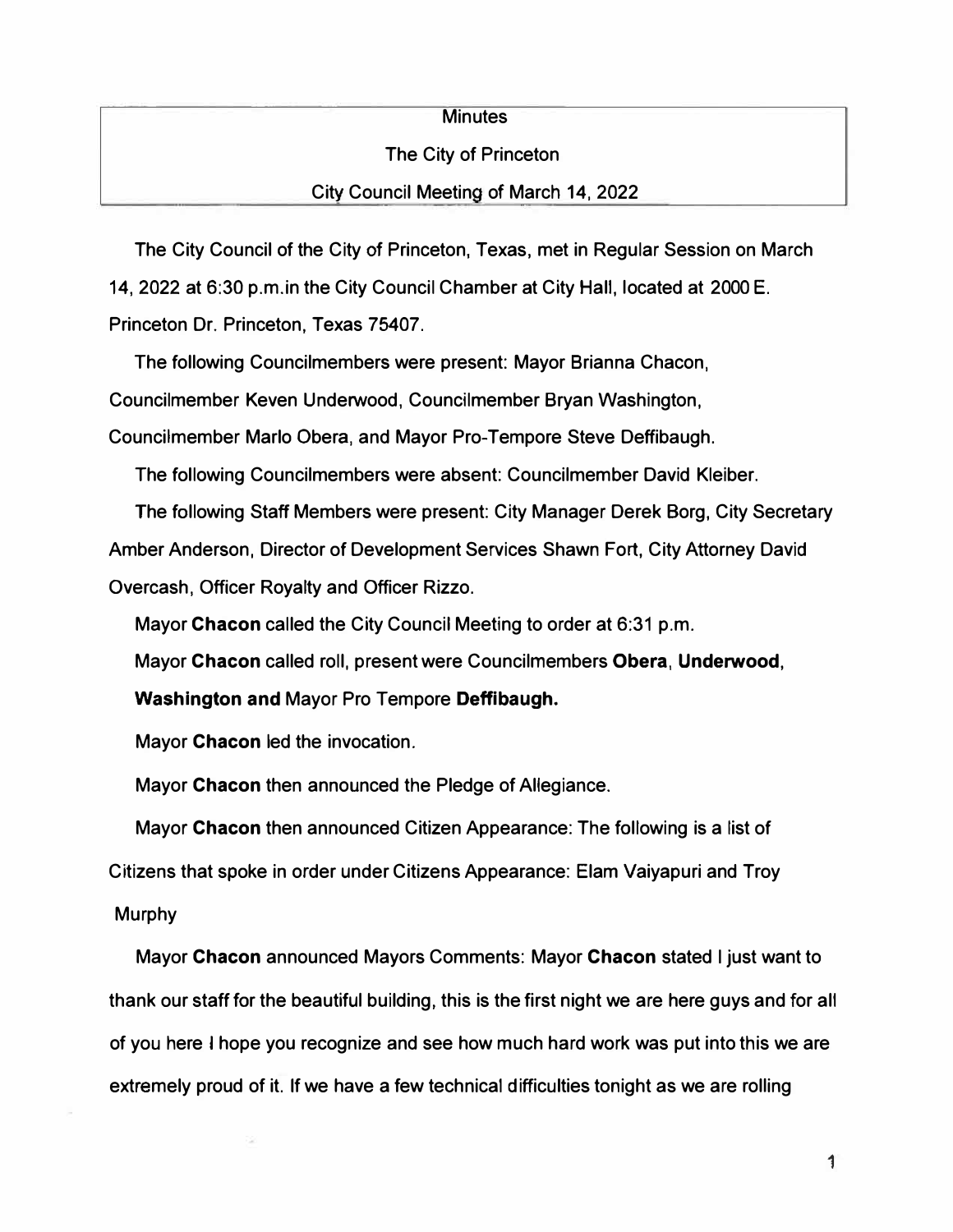**Minutes**

**The City of Princeton**

**City Council Meeting of March 14, 2022**

The City Council of the City of Princeton, Texas, met in Regular Session on March 14, 2022 at 6:30 p.m.in the City Council Chamber at City Hall, located at 2000 E. Princeton Dr. Princeton, Texas 75407.

The following Councilmembers were present: Mayor Brianna Chacon, Councilmember Keven Underwood, Councilmember Bryan Washington, Councilmember Marlo Obera, and Mayor Pro-Tempore Steve Deffibaugh.

The following Councilmembers were absent: Councilmember David Kleiber.

The following Staff Members were present: City Manager Derek Borg, City Secretary Amber Anderson, Director of Development Services Shawn Fort, City Attorney David Overcash, Officer Royalty and Officer Rizzo.

Mayor **Chacon** called the City Council Meeting to order at 6:31 p.m.

Mayor **Chacon** called roll, present were Councilmembers **Obera**, **Underwood**, **Washington and** Mayor Pro Tempore **Deffibaugh.**

Mayor **Chacon** led the invocation.

Mayor **Chacon** then announced the Pledge of Allegiance.

Mayor **Chacon** then announced Citizen Appearance: The following is a list of Citizens that spoke in order under Citizens Appearance: Elam Vaiyapuri and Troy Murphy

Mayor **Chacon** announced Mayors Comments: Mayor **Chacon** stated I just want to thank our staff for the beautiful building, this is the first night we are here guys and for all of you here I hope you recognize and see how much hard work was put into this we are extremely proud of it. If we have a few technical difficulties tonight as we are rolling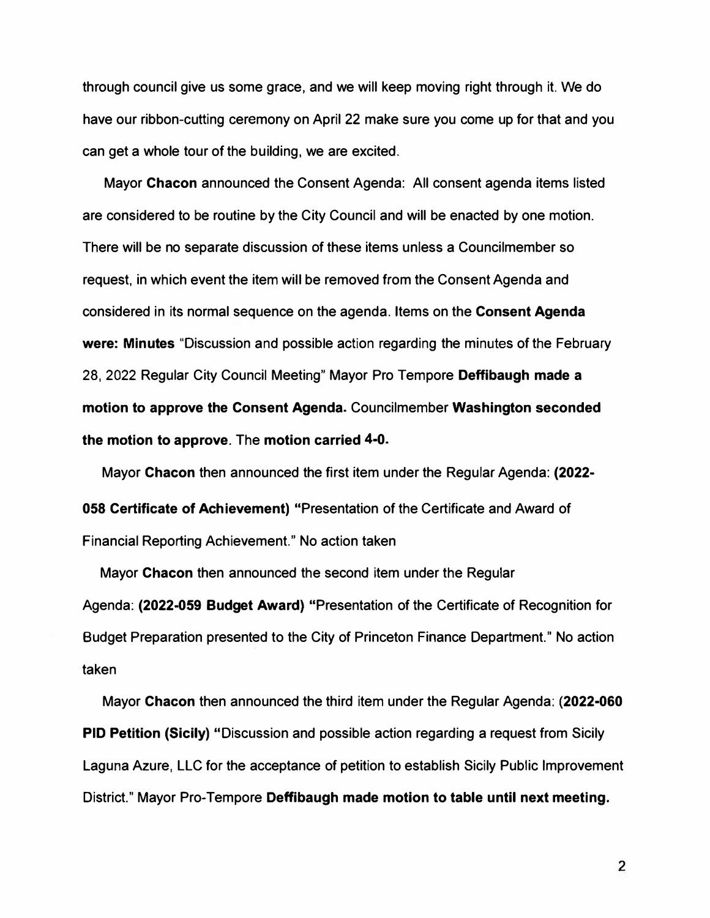through council give us some grace, and we will keep moving right through it. We do have our ribbon-cutting ceremony on April 22 make sure you come up for that and you can get a whole tour of the building, we are excited.

Mayor **Chacon** announced the Consent Agenda: All consent agenda items listed are considered to be routine by the City Council and will be enacted by one motion. There will be no separate discussion of these items unless a Councilmember so request, in which event the item will be removed from the Consent Agenda and considered in its normal sequence on the agenda. Items on the **Consent Agenda were: Minutes** "Discussion and possible action regarding the minutes of the February 28, 2022 Regular City Council Meeting" Mayor Pro Tempore **Deffibaugh made a motion to approve the Consent Agenda.** Councilmember **Washington seconded the motion to approve**. The **motion carried 4-0.**

Mayor **Chacon** then announced the first item under the Regular Agenda: **(2022-058 Certificate of Achievement) "**Presentation of the Certificate and Award of Financial Reporting Achievement." No action taken

Mayor **Chacon** then announced the second item under the Regular Agenda: **(2022-059 Budget Award) "**Presentation of the Certificate of Recognition for Budget Preparation presented to the City of Princeton Finance Department." No action taken

Mayor **Chacon** then announced the third item under the Regular Agenda: (**2022-060 PID Petition (Sicily) "**Discussion and possible action regarding a request from Sicily Laguna Azure, LLC for the acceptance of petition to establish Sicily Public Improvement District." Mayor Pro-Tempore **Deffibaugh made motion to table until next meeting.**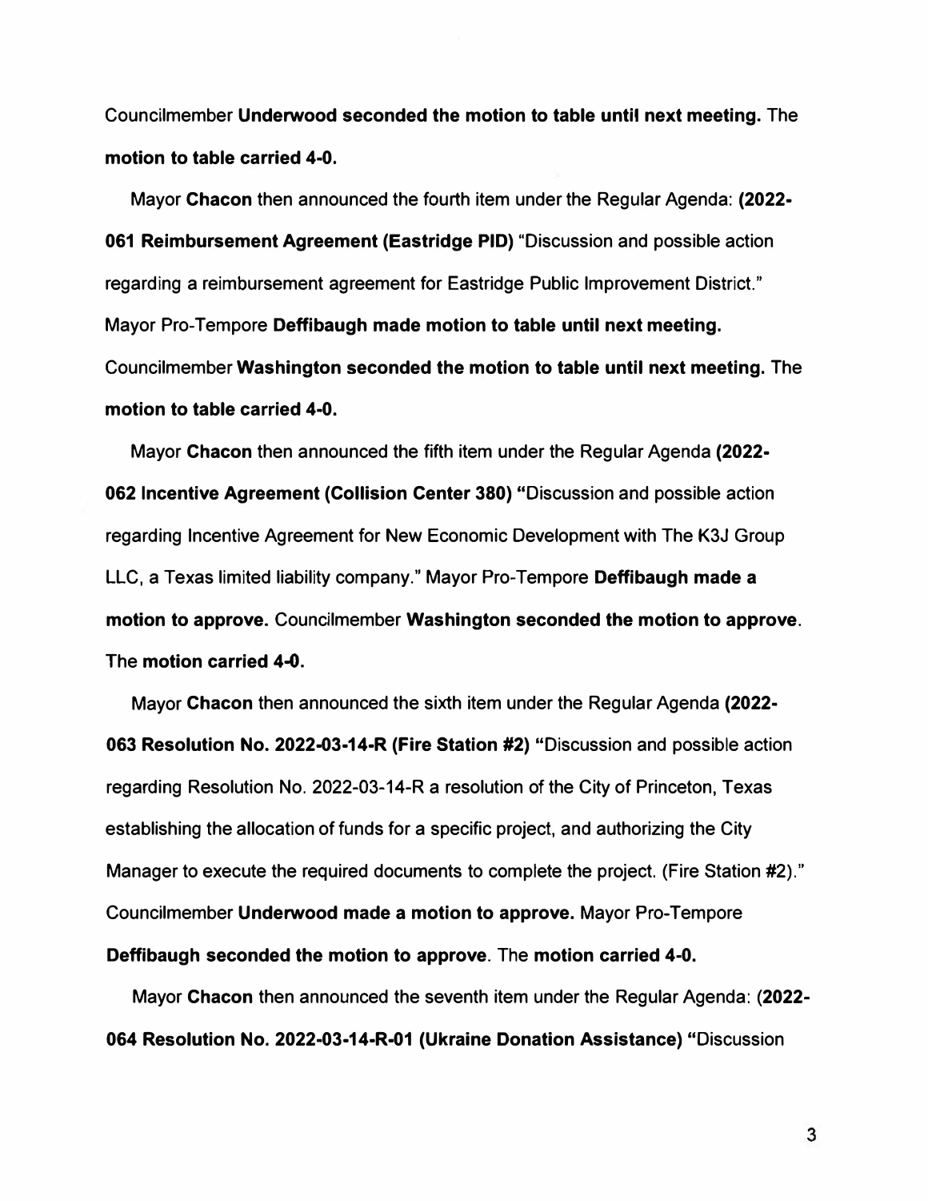Councilmember **Underwood seconded the motion to table until next meeting.** The **motion to table carried 4-0.**

Mayor **Chacon** then announced the fourth item under the Regular Agenda: **(2022-061 Reimbursement Agreement (Eastridge PID)** "Discussion and possible action regarding a reimbursement agreement for Eastridge Public Improvement District." Mayor Pro-Tempore **Deffibaugh made motion to table until next meeting.** Councilmember **Washington seconded the motion to table until next meeting.** The **motion to table carried 4-0.**

Mayor **Chacon** then announced the fifth item under the Regular Agenda **(2022-062 Incentive Agreement (Collision Center 380)** "Discussion and possible action regarding Incentive Agreement for New Economic Development with The K3J Group LLC, a Texas limited liability company." Mayor Pro-Tempore **Deffibaugh made a motion to approve.** Councilmember **Washington seconded the motion to approve**. The **motion carried 4-0.**

Mayor **Chacon** then announced the sixth item under the Regular Agenda **(2022-063 Resolution No. 2022-03-14-R (Fire Station #2)** "Discussion and possible action regarding Resolution No. 2022-03-14-R a resolution of the City of Princeton, Texas establishing the allocation of funds for a specific project, and authorizing the City Manager to execute the required documents to complete the project. (Fire Station #2)." Councilmember **Underwood made a motion to approve.** Mayor Pro-Tempore **Deffibaugh seconded the motion to approve**. The **motion carried 4-0.**

Mayor **Chacon** then announced the seventh item under the Regular Agenda: **(2022-064 Resolution No. 2022-03-14-R-01 (Ukraine Donation Assistance)** "Discussion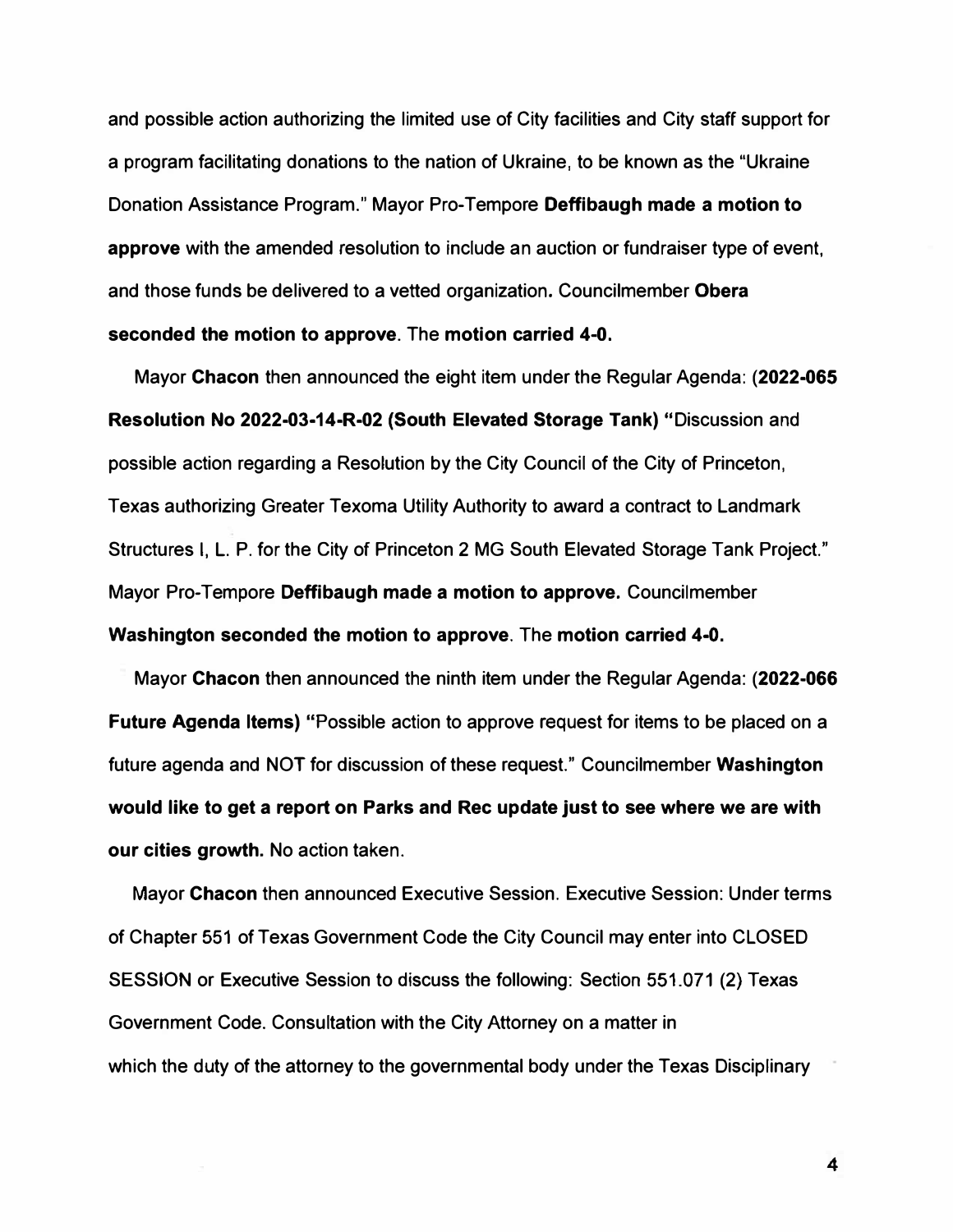and possible action authorizing the limited use of City facilities and City staff support for a program facilitating donations to the nation of Ukraine, to be known as the "Ukraine Donation Assistance Program." Mayor Pro-Tempore **Deffibaugh made a motion to approve** with the amended resolution to include an auction or fundraiser type of event, and those funds be delivered to a vetted organization. Councilmember **Obera seconded the motion to approve**. The **motion carried 4-0.**

Mayor **Chacon** then announced the eight item under the Regular Agenda: (**2022-065 Resolution No 2022-03-14-R-02 (South Elevated Storage Tank)** "Discussion and possible action regarding a Resolution by the City Council of the City of Princeton, Texas authorizing Greater Texoma Utility Authority to award a contract to Landmark Structures I, L. P. for the City of Princeton 2 MG South Elevated Storage Tank Project." Mayor Pro-Tempore **Deffibaugh made a motion to approve.** Councilmember **Washington seconded the motion to approve**. The **motion carried 4-0.**

Mayor **Chacon** then announced the ninth item under the Regular Agenda: (**2022-066 Future Agenda Items)** "Possible action to approve request for items to be placed on a future agenda and NOT for discussion of these request." Councilmember **Washington would like to get a report on Parks and Rec update just to see where we are with our cities growth.** No action taken.

Mayor **Chacon** then announced Executive Session. Executive Session: Under terms of Chapter 551 of Texas Government Code the City Council may enter into CLOSED SESSION or Executive Session to discuss the following: Section 551.071 (2) Texas Government Code. Consultation with the City Attorney on a matter in which the duty of the attorney to the governmental body under the Texas Disciplinary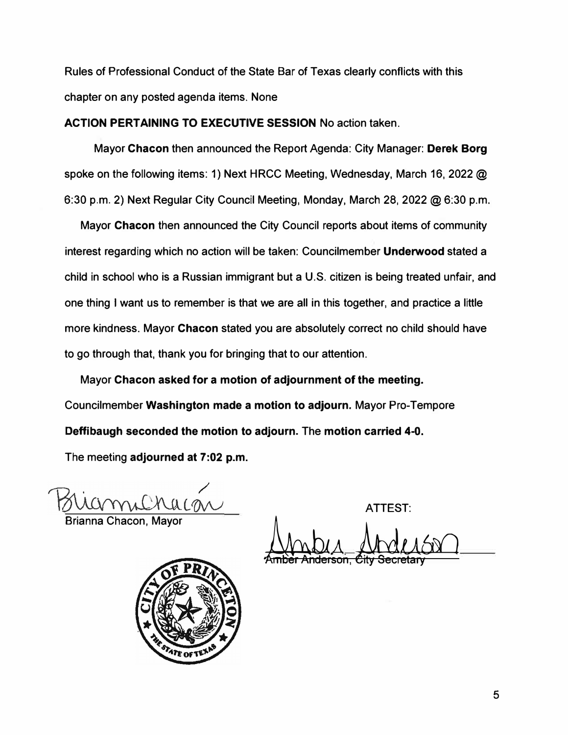Rules of Professional Conduct of the State Bar of Texas clearly conflicts with this chapter on any posted agenda items. None

**ACTION PERTAINING TO EXECUTIVE SESSION** No action taken.

Mayor **Chacon** then announced the Report Agenda: City Manager: **Derek Borg** spoke on the following items: 1) Next HRCC Meeting, Wednesday, March 16, 2022 @ 6:30 p.m. 2) Next Regular City Council Meeting, Monday, March 28, 2022 @ 6:30 p.m.

Mayor **Chacon** then announced the City Council reports about items of community interest regarding which no action will be taken: Councilmember **Underwood** stated a child in school who is a Russian immigrant but a U.S. citizen is being treated unfair, and one thing I want us to remember is that we are all in this together, and practice a little more kindness. Mayor **Chacon** stated you are absolutely correct no child should have to go through that, thank you for bringing that to our attention.

Mayor **Chacon asked for a motion of adjournment of the meeting.** Councilmember **Washington made a motion to adjourn.** Mayor Pro-Tempore **Deffibaugh seconded the motion to adjourn.** The **motion carried 4-0.**

The meeting **adjourned at 7:02 p.m.**

Brianna Chacon, Mayor

ATTEST:

Amber Anderson, City Secretary

CITY OF PRINCETON
THE STATE OF TEXAS